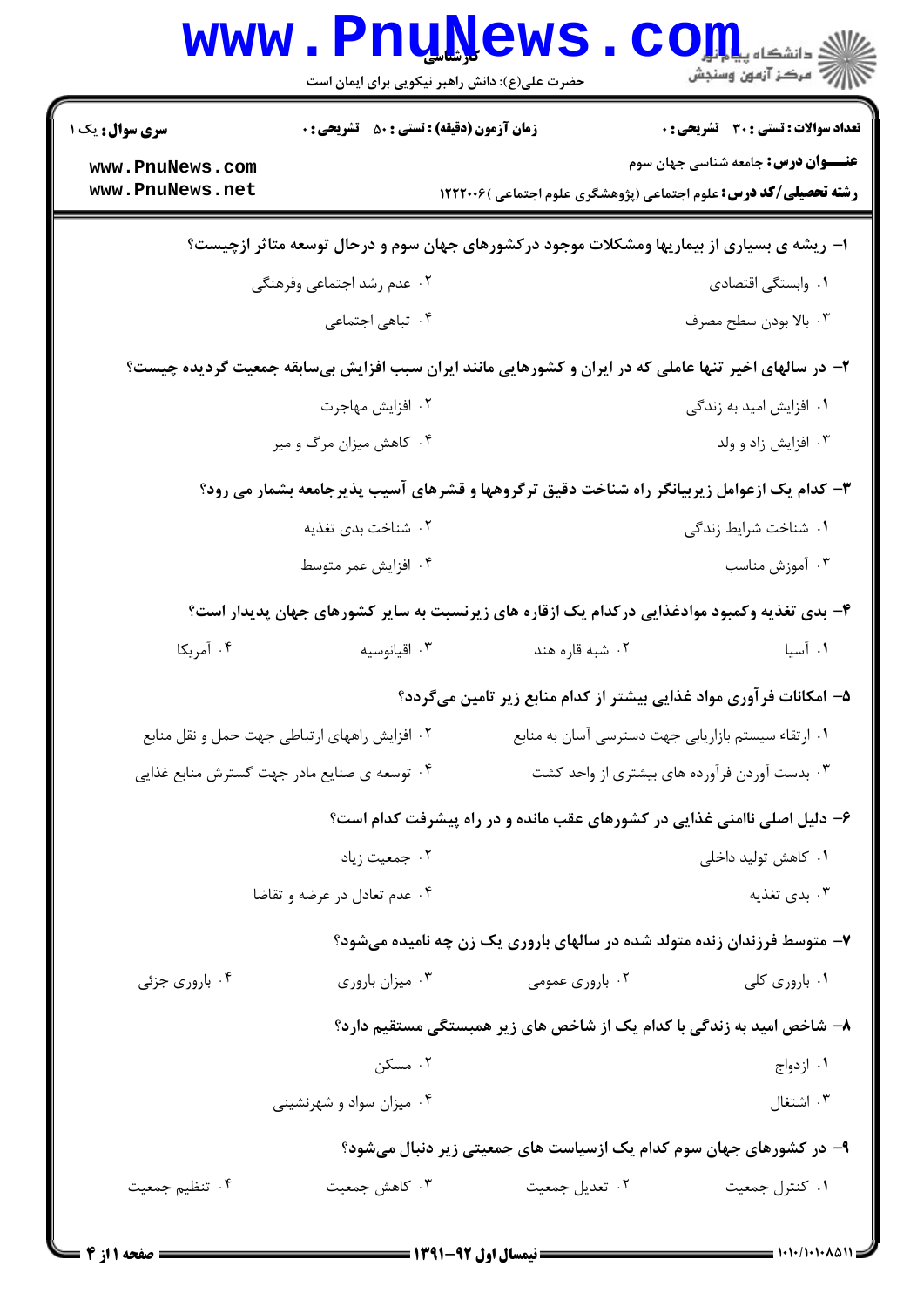**سری سوال:** یک ۱

**زمان آزمون (دقیقه) : تستی : ۵۰  تشریحی : ۰**

**تعداد سوالات : تستی : ۳۰  تشریحی : ۰**

**عنـــوان درس:** جامعه شناسی جهان سوم

**رشته تحصیلی/کد درس:** علوم اجتماعی (پژوهشگری علوم اجتماعی )۱۲۲۲۰۰۶

**۱- ریشه ی بسیاری از بیماریها ومشکلات موجود درکشورهای جهان سوم و درحال توسعه متاثر ازچیست؟**

۱. وابستگی اقتصادی
۲. عدم رشد اجتماعی وفرهنگی
۳. بالا بودن سطح مصرف
۴. تباهی اجتماعی

**۲- در سالهای اخیر تنها عاملی که در ایران و کشورهایی مانند ایران سبب افزایش بی‌سابقه جمعیت گردیده چیست؟**

۱. افزایش امید به زندگی
۲. افزایش مهاجرت
۳. افزایش زاد و ولد
۴. کاهش میزان مرگ و میر

**۳- کدام یک ازعوامل زیربیانگر راه شناخت دقیق ترگروهها و قشرهای آسیب پذیرجامعه بشمار می رود؟**

۱. شناخت شرایط زندگی
۲. شناخت بدی تغذیه
۳. آموزش مناسب
۴. افزایش عمر متوسط

**۴- بدی تغذیه وکمبود موادغذایی درکدام یک ازقاره های زیرنسبت به سایر کشورهای جهان پدیدار است؟**

۱. آسیا
۲. شبه قاره هند
۳. اقیانوسیه
۴. آمریکا

**۵- امکانات فرآوری مواد غذایی بیشتر از کدام منابع زیر تامین می‌گردد؟**

۱. ارتقاء سیستم بازاریابی جهت دسترسی آسان به منابع
۲. افزایش راههای ارتباطی جهت حمل و نقل منابع
۳. بدست آوردن فرآورده های بیشتری از واحد کشت
۴. توسعه ی صنایع مادر جهت گسترش منابع غذایی

**۶- دلیل اصلی ناامنی غذایی در کشورهای عقب مانده و در راه پیشرفت کدام است؟**

۱. کاهش تولید داخلی
۲. جمعیت زیاد
۳. بدی تغذیه
۴. عدم تعادل در عرضه و تقاضا

**۷- متوسط فرزندان زنده متولد شده در سالهای باروری یک زن چه نامیده می‌شود؟**

۱. باروری کلی
۲. باروری عمومی
۳. میزان باروری
۴. باروری جزئی

**۸- شاخص امید به زندگی با کدام یک از شاخص های زیر همبستگی مستقیم دارد؟**

۱. ازدواج
۲. مسکن
۳. اشتغال
۴. میزان سواد و شهرنشینی

**۹- در کشورهای جهان سوم کدام یک ازسیاست های جمعیتی زیر دنبال می‌شود؟**

۱. کنترل جمعیت
۲. تعدیل جمعیت
۳. کاهش جمعیت
۴. تنظیم جمعیت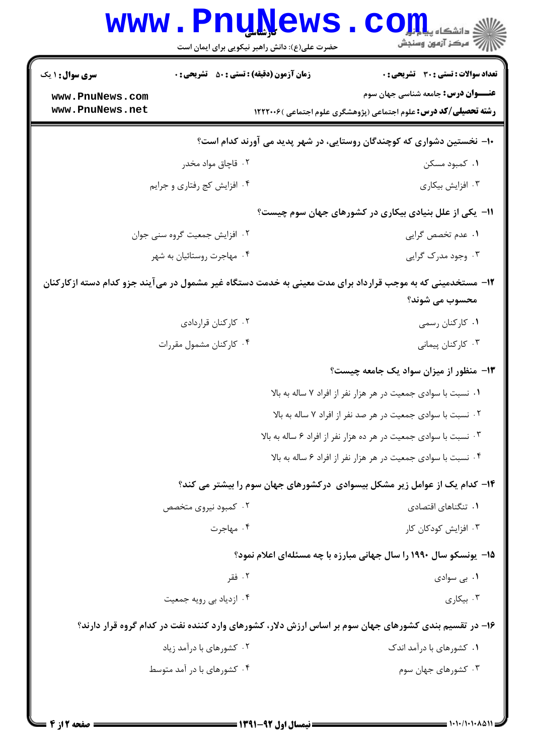۱۰- نخستین دشواری که کوچندگان روستایی، در شهر پدید می آورند کدام است؟

۱. کمبود مسکن

۲. قاچاق مواد مخدر

۳. افزایش بیکاری

۴. افزایش کج رفتاری و جرایم

۱۱- یکی از علل بنیادی بیکاری در کشورهای جهان سوم چیست؟

۱. عدم تخصص گرایی

۲. افزایش جمعیت گروه سنی جوان

۳. وجود مدرک گرایی

۴. مهاجرت روستائیان به شهر

۱۲- مستخدمینی که به موجب قرارداد برای مدت معینی به خدمت دستگاه غیر مشمول در می‌آیند جزو کدام دسته ازکارکنان محسوب می شوند؟

۱. کارکنان رسمی

۲. کارکنان قراردادی

۳. کارکنان پیمانی

۴. کارکنان مشمول مقررات

۱۳- منظور از میزان سواد یک جامعه چیست؟

۱. نسبت با سوادی جمعیت در هر هزار نفر از افراد ۷ ساله به بالا

۲. نسبت با سوادی جمعیت در هر صد نفر از افراد ۷ ساله به بالا

۳. نسبت با سوادی جمعیت در هر ده هزار نفر از افراد ۶ ساله به بالا

۴. نسبت با سوادی جمعیت در هر هزار نفر از افراد ۶ ساله به بالا

۱۴- کدام یک از عوامل زیر مشکل بیسوادی درکشورهای جهان سوم را بیشتر می کند؟

۱. تنگناهای اقتصادی

۲. کمبود نیروی متخصص

۳. افزایش کودکان کار

۴. مهاجرت

۱۵- یونسکو سال ۱۹۹۰ را سال جهانی مبارزه با چه مسئله‌ای اعلام نمود؟

۱. بی سوادی

۲. فقر

۳. بیکاری

۴. ازدیاد بی رویه جمعیت

۱۶- در تقسیم بندی کشورهای جهان سوم بر اساس ارزش دلار، کشورهای وارد کننده نفت در کدام گروه قرار دارند؟

۱. کشورهای با درآمد اندک

۲. کشورهای با درآمد زیاد

۳. کشورهای جهان سوم

۴. کشورهای با در آمد متوسط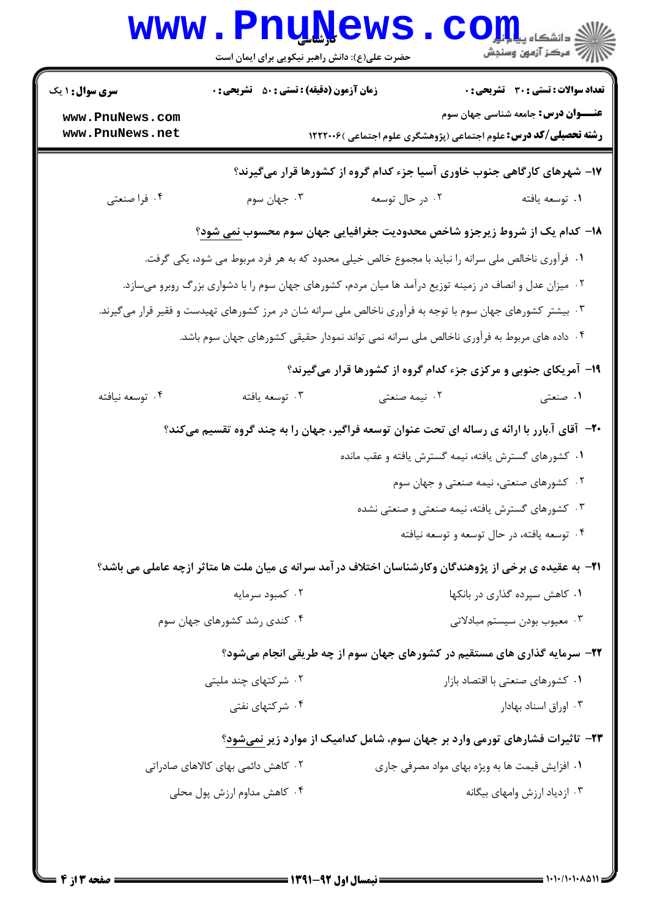**سری سوال:** ۱ یک
**زمان آزمون (دقیقه) : تستی :** ۵۰ **تشریحی :** ۰
**تعداد سوالات : تستی :** ۳۰ **تشریحی :** ۰

**عنـــوان درس:** جامعه شناسی جهان سوم
**رشته تحصیلی/کد درس:** علوم اجتماعی (پژوهشگری علوم اجتماعی )۱۲۲۲۰۰۶

**۱۷- شهرهای کارگاهی جنوب خاوری آسیا جزء کدام گروه از کشورها قرار می‌گیرند؟**

۱. توسعه یافته
۲. در حال توسعه
۳. جهان سوم
۴. فرا صنعتی

**۱۸- کدام یک از شروط زیرجزو شاخص محدودیت جغرافیایی جهان سوم محسوب نمی شود؟**

۱. فرآوری ناخالص ملی سرانه را نباید با مجموع خالص خیلی محدود که به هر فرد مربوط می شود، یکی گرفت.
۲. میزان عدل و انصاف در زمینه توزیع درآمد ها میان مردم، کشورهای جهان سوم را با دشواری بزرگ روبرو می‌سازد.
۳. بیشتر کشورهای جهان سوم با توجه به فرآوری ناخالص ملی سرانه شان در مرز کشورهای تهیدست و فقیر قرار می‌گیرند.
۴. داده های مربوط به فرآوری ناخالص ملی سرانه نمی تواند نمودار حقیقی کشورهای جهان سوم باشد.

**۱۹- آمریکای جنوبی و مرکزی جزء کدام گروه از کشورها قرار می‌گیرند؟**

۱. صنعتی
۲. نیمه صنعتی
۳. توسعه یافته
۴. توسعه نیافته

**۲۰- آقای آ.بارر با ارائه ی رساله ای تحت عنوان توسعه فراگیر، جهان را به چند گروه تقسیم می‌کند؟**

۱. کشورهای گسترش یافته، نیمه گسترش یافته و عقب مانده
۲. کشورهای صنعتی، نیمه صنعتی و جهان سوم
۳. کشورهای گسترش یافته، نیمه صنعتی و صنعتی نشده
۴. توسعه یافته، در حال توسعه و توسعه نیافته

**۲۱- به عقیده ی برخی از پژوهندگان وکارشناسان اختلاف درآمد سرانه ی میان ملت ها متاثر ازچه عاملی می باشد؟**

۱. کاهش سپرده گذاری در بانکها
۲. کمبود سرمایه
۳. معیوب بودن سیستم مبادلاتی
۴. کندی رشد کشورهای جهان سوم

**۲۲- سرمایه گذاری های مستقیم در کشورهای جهان سوم از چه طریقی انجام می‌شود؟**

۱. کشورهای صنعتی با اقتصاد بازار
۲. شرکتهای چند ملیتی
۳. اوراق اسناد بهادار
۴. شرکتهای نفتی

**۲۳- تاثیرات فشارهای تورمی وارد بر جهان سوم، شامل کدامیک از موارد زیر نمی‌شود؟**

۱. افزایش قیمت ها به ویژه بهای مواد مصرفی جاری
۲. کاهش دائمی بهای کالاهای صادراتی
۳. ازدیاد ارزش وامهای بیگانه
۴. کاهش مداوم ارزش پول محلی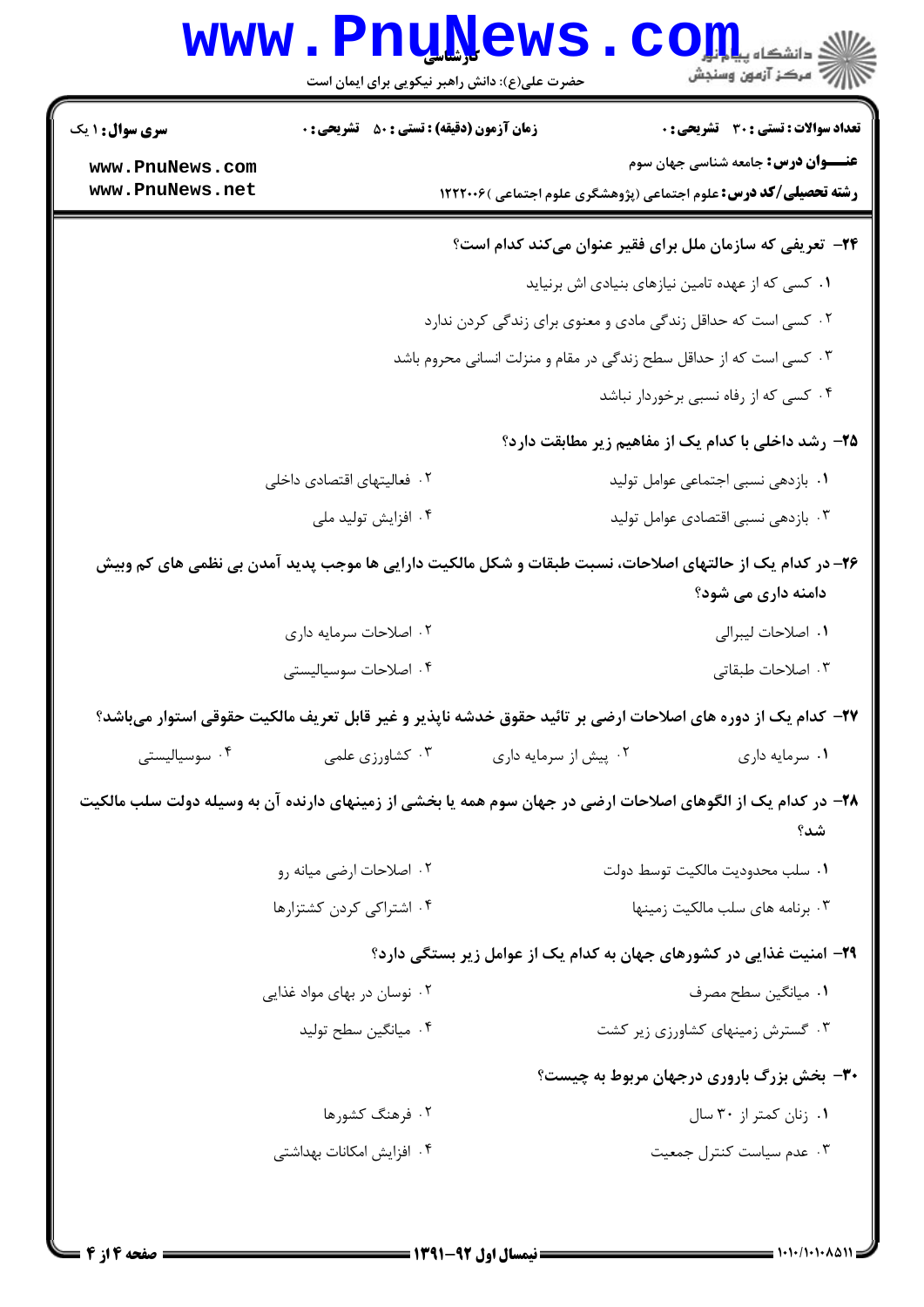**سری سوال:** ۱ یک

**زمان آزمون (دقیقه) : تستی : ۵۰ تشریحی : ۰**

**تعداد سوالات : تستی : ۳۰ تشریحی : ۰**

**عنـــوان درس:** جامعه شناسی جهان سوم

**رشته تحصیلی/کد درس:** علوم اجتماعی (پژوهشگری علوم اجتماعی )۱۲۲۲۰۰۶

**۲۴- تعریفی که سازمان ملل برای فقیر عنوان می‌کند کدام است؟**

۱. کسی که از عهده تامین نیازهای بنیادی اش برنیاید

۲. کسی است که حداقل زندگی مادی و معنوی برای زندگی کردن ندارد

۳. کسی است که از حداقل سطح زندگی در مقام و منزلت انسانی محروم باشد

۴. کسی که از رفاه نسبی برخوردار نباشد

**۲۵- رشد داخلی با کدام یک از مفاهیم زیر مطابقت دارد؟**

۱. بازدهی نسبی اجتماعی عوامل تولید

۲. فعالیتهای اقتصادی داخلی

۳. بازدهی نسبی اقتصادی عوامل تولید

۴. افزایش تولید ملی

**۲۶- در کدام یک از حالتهای اصلاحات، نسبت طبقات و شکل مالکیت دارایی ها موجب پدید آمدن بی نظمی های کم وبیش دامنه داری می شود؟**

۱. اصلاحات لیبرالی

۲. اصلاحات سرمایه داری

۳. اصلاحات طبقاتی

۴. اصلاحات سوسیالیستی

**۲۷- کدام یک از دوره های اصلاحات ارضی بر تائید حقوق خدشه ناپذیر و غیر قابل تعریف مالکیت حقوقی استوار می‌باشد؟**

۱. سرمایه داری

۲. پیش از سرمایه داری

۳. کشاورزی علمی

۴. سوسیالیستی

**۲۸- در کدام یک از الگوهای اصلاحات ارضی در جهان سوم همه یا بخشی از زمینهای دارنده آن به وسیله دولت سلب مالکیت شد؟**

۱. سلب محدودیت مالکیت توسط دولت

۲. اصلاحات ارضی میانه رو

۳. برنامه های سلب مالکیت زمینها

۴. اشتراکی کردن کشتزارها

**۲۹- امنیت غذایی در کشورهای جهان به کدام یک از عوامل زیر بستگی دارد؟**

۱. میانگین سطح مصرف

۲. نوسان در بهای مواد غذایی

۳. گسترش زمینهای کشاورزی زیر کشت

۴. میانگین سطح تولید

**۳۰- بخش بزرگ باروری درجهان مربوط به چیست؟**

۱. زنان کمتر از ۳۰ سال

۲. فرهنگ کشورها

۳. عدم سیاست کنترل جمعیت

۴. افزایش امکانات بهداشتی